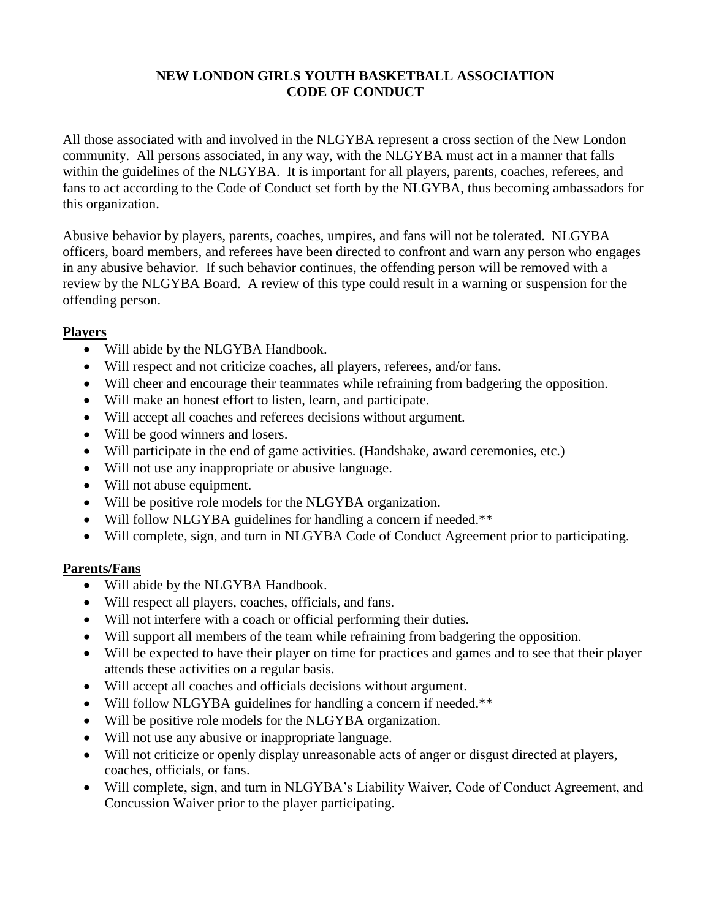# NEW LONDON GIRLS YOUTH BASKETBALL ASSOCIATION
# CODE OF CONDUCT

All those associated with and involved in the NLGYBA represent a cross section of the New London community. All persons associated, in any way, with the NLGYBA must act in a manner that falls within the guidelines of the NLGYBA. It is important for all players, parents, coaches, referees, and fans to act according to the Code of Conduct set forth by the NLGYBA, thus becoming ambassadors for this organization.

Abusive behavior by players, parents, coaches, umpires, and fans will not be tolerated. NLGYBA officers, board members, and referees have been directed to confront and warn any person who engages in any abusive behavior. If such behavior continues, the offending person will be removed with a review by the NLGYBA Board. A review of this type could result in a warning or suspension for the offending person.

## Players

- Will abide by the NLGYBA Handbook.
- Will respect and not criticize coaches, all players, referees, and/or fans.
- Will cheer and encourage their teammates while refraining from badgering the opposition.
- Will make an honest effort to listen, learn, and participate.
- Will accept all coaches and referees decisions without argument.
- Will be good winners and losers.
- Will participate in the end of game activities. (Handshake, award ceremonies, etc.)
- Will not use any inappropriate or abusive language.
- Will not abuse equipment.
- Will be positive role models for the NLGYBA organization.
- Will follow NLGYBA guidelines for handling a concern if needed.**
- Will complete, sign, and turn in NLGYBA Code of Conduct Agreement prior to participating.

## Parents/Fans

- Will abide by the NLGYBA Handbook.
- Will respect all players, coaches, officials, and fans.
- Will not interfere with a coach or official performing their duties.
- Will support all members of the team while refraining from badgering the opposition.
- Will be expected to have their player on time for practices and games and to see that their player attends these activities on a regular basis.
- Will accept all coaches and officials decisions without argument.
- Will follow NLGYBA guidelines for handling a concern if needed.**
- Will be positive role models for the NLGYBA organization.
- Will not use any abusive or inappropriate language.
- Will not criticize or openly display unreasonable acts of anger or disgust directed at players, coaches, officials, or fans.
- Will complete, sign, and turn in NLGYBA's Liability Waiver, Code of Conduct Agreement, and Concussion Waiver prior to the player participating.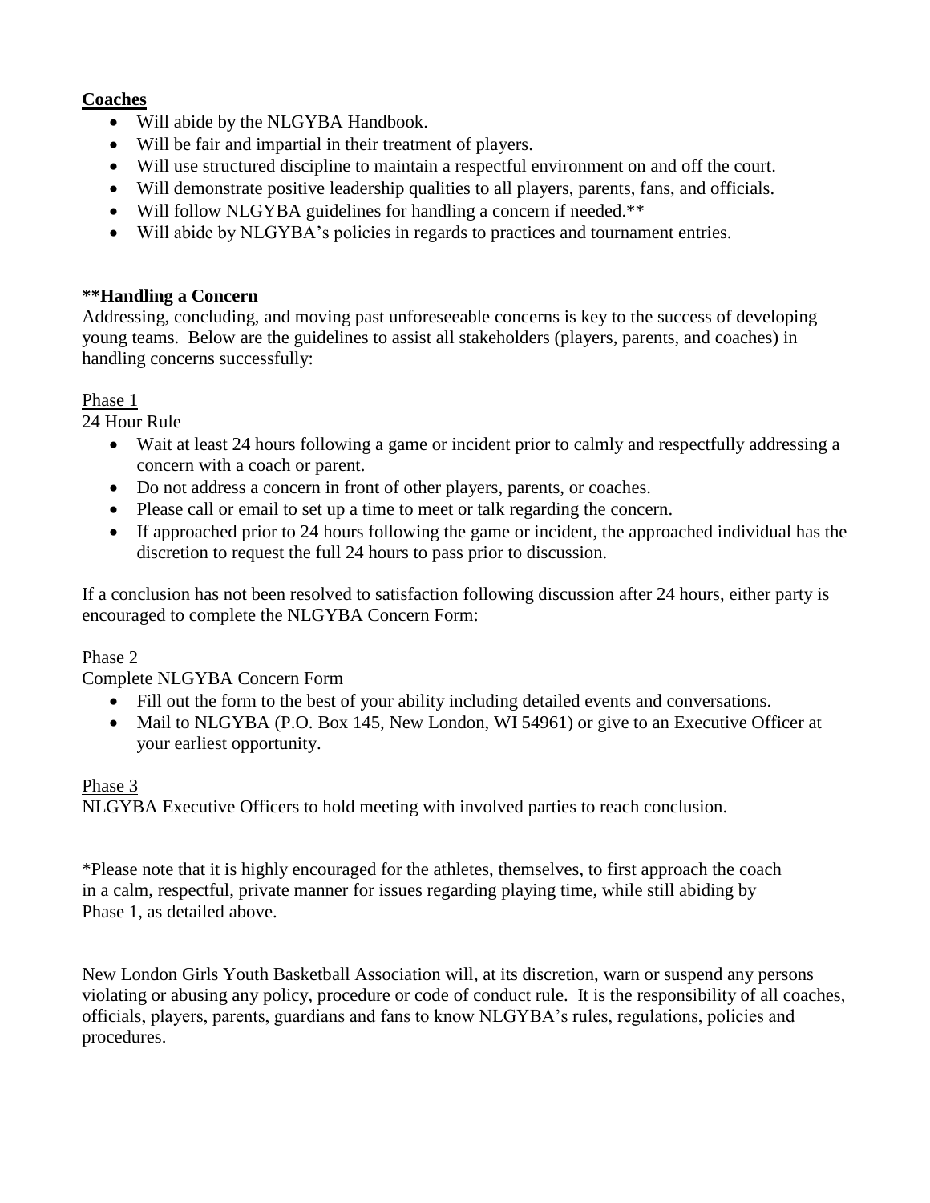**Coaches**

- Will abide by the NLGYBA Handbook.
- Will be fair and impartial in their treatment of players.
- Will use structured discipline to maintain a respectful environment on and off the court.
- Will demonstrate positive leadership qualities to all players, parents, fans, and officials.
- Will follow NLGYBA guidelines for handling a concern if needed.**
- Will abide by NLGYBA's policies in regards to practices and tournament entries.

**\*\*Handling a Concern**

Addressing, concluding, and moving past unforeseeable concerns is key to the success of developing young teams. Below are the guidelines to assist all stakeholders (players, parents, and coaches) in handling concerns successfully:

Phase 1

24 Hour Rule

- Wait at least 24 hours following a game or incident prior to calmly and respectfully addressing a concern with a coach or parent.
- Do not address a concern in front of other players, parents, or coaches.
- Please call or email to set up a time to meet or talk regarding the concern.
- If approached prior to 24 hours following the game or incident, the approached individual has the discretion to request the full 24 hours to pass prior to discussion.

If a conclusion has not been resolved to satisfaction following discussion after 24 hours, either party is encouraged to complete the NLGYBA Concern Form:

Phase 2

Complete NLGYBA Concern Form

- Fill out the form to the best of your ability including detailed events and conversations.
- Mail to NLGYBA (P.O. Box 145, New London, WI 54961) or give to an Executive Officer at your earliest opportunity.

Phase 3

NLGYBA Executive Officers to hold meeting with involved parties to reach conclusion.

*Please note that it is highly encouraged for the athletes, themselves, to first approach the coach in a calm, respectful, private manner for issues regarding playing time, while still abiding by Phase 1, as detailed above.

New London Girls Youth Basketball Association will, at its discretion, warn or suspend any persons violating or abusing any policy, procedure or code of conduct rule. It is the responsibility of all coaches, officials, players, parents, guardians and fans to know NLGYBA's rules, regulations, policies and procedures.